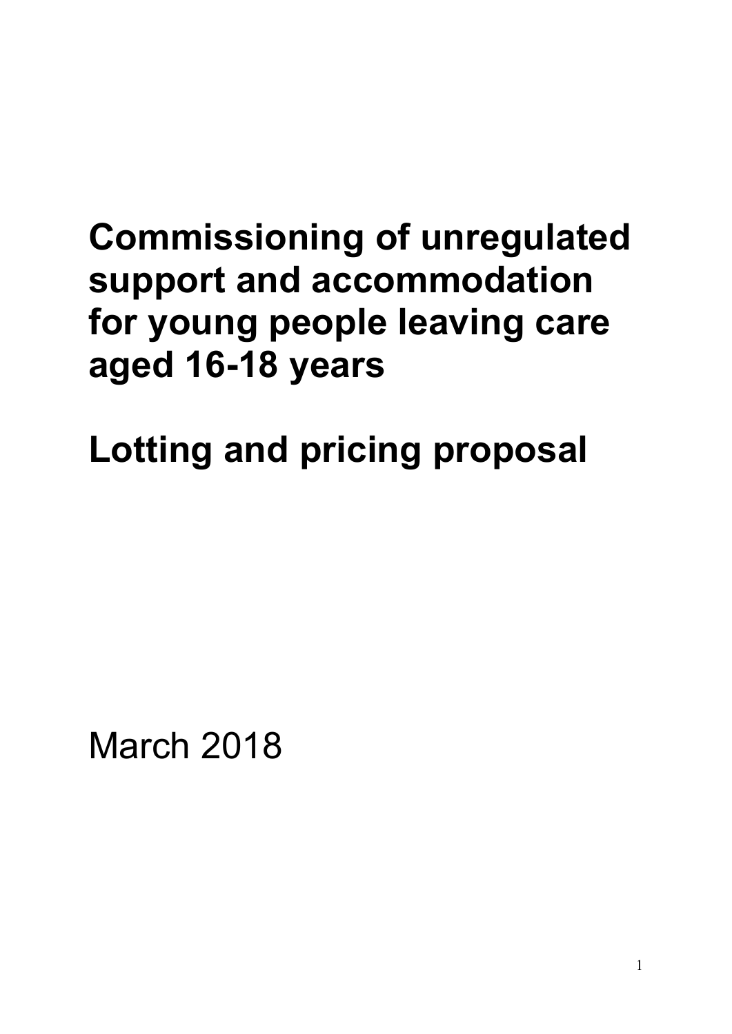# Commissioning of unregulated support and accommodation for young people leaving care aged 16-18 years

# Lotting and pricing proposal

March 2018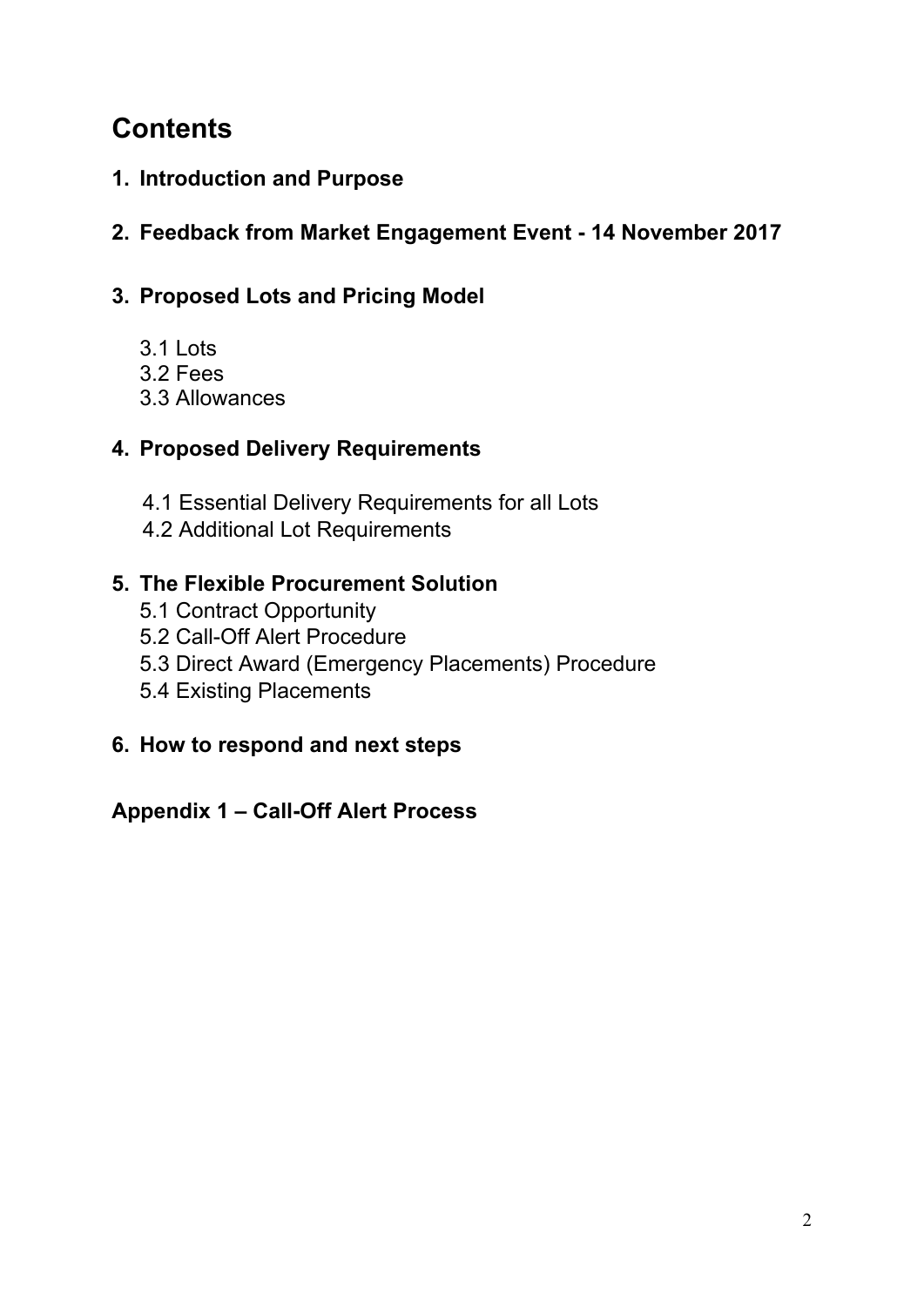# Contents

**1. Introduction and Purpose**

**2. Feedback from Market Engagement Event - 14 November 2017**

**3. Proposed Lots and Pricing Model**

- 3.1 Lots
- 3.2 Fees
- 3.3 Allowances

**4. Proposed Delivery Requirements**

- 4.1 Essential Delivery Requirements for all Lots
- 4.2 Additional Lot Requirements

**5. The Flexible Procurement Solution**

- 5.1 Contract Opportunity
- 5.2 Call-Off Alert Procedure
- 5.3 Direct Award (Emergency Placements) Procedure
- 5.4 Existing Placements

**6. How to respond and next steps**

**Appendix 1 – Call-Off Alert Process**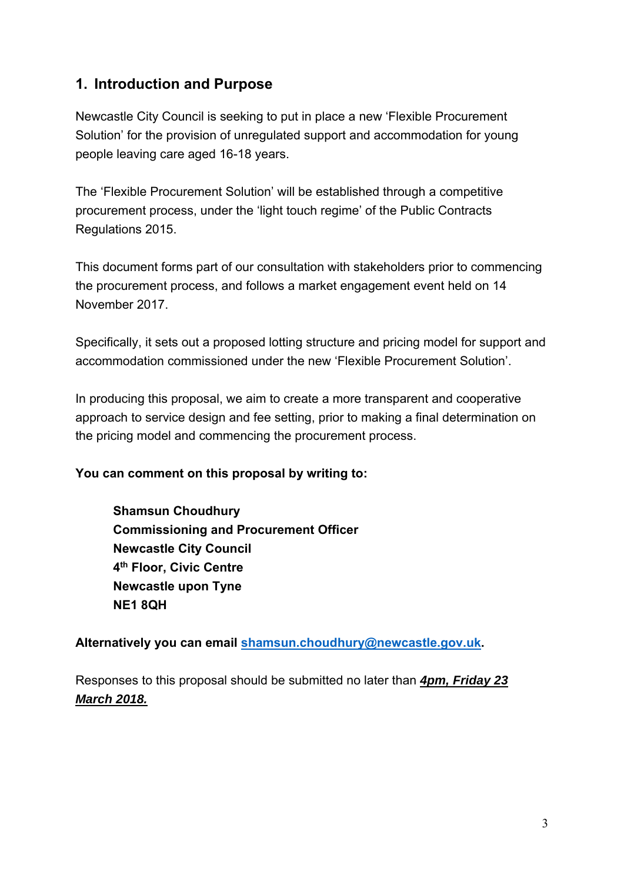## 1. Introduction and Purpose

Newcastle City Council is seeking to put in place a new 'Flexible Procurement Solution' for the provision of unregulated support and accommodation for young people leaving care aged 16-18 years.

The 'Flexible Procurement Solution' will be established through a competitive procurement process, under the 'light touch regime' of the Public Contracts Regulations 2015.

This document forms part of our consultation with stakeholders prior to commencing the procurement process, and follows a market engagement event held on 14 November 2017.

Specifically, it sets out a proposed lotting structure and pricing model for support and accommodation commissioned under the new 'Flexible Procurement Solution'.

In producing this proposal, we aim to create a more transparent and cooperative approach to service design and fee setting, prior to making a final determination on the pricing model and commencing the procurement process.

**You can comment on this proposal by writing to:**

> **Shamsun Choudhury**
> **Commissioning and Procurement Officer**
> **Newcastle City Council**
> **4th Floor, Civic Centre**
> **Newcastle upon Tyne**
> **NE1 8QH**

**Alternatively you can email [shamsun.choudhury@newcastle.gov.uk](mailto:shamsun.choudhury@newcastle.gov.uk).**

Responses to this proposal should be submitted no later than ***4pm, Friday 23 March 2018.***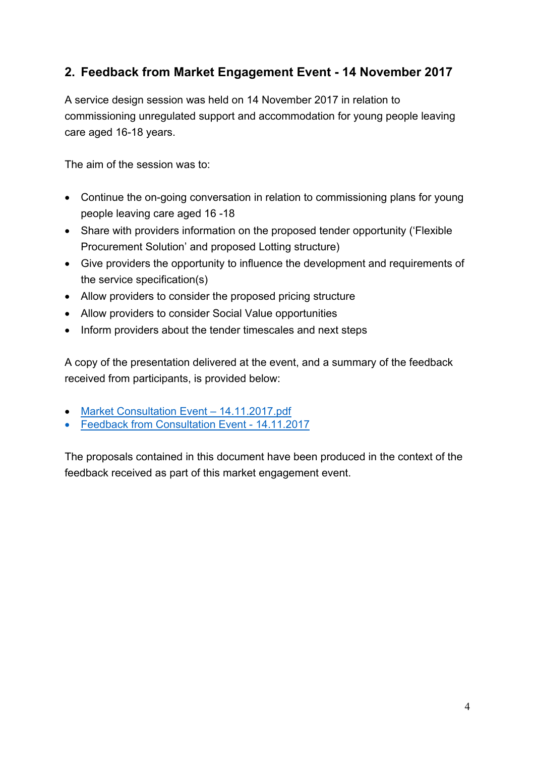## 2. Feedback from Market Engagement Event - 14 November 2017

A service design session was held on 14 November 2017 in relation to commissioning unregulated support and accommodation for young people leaving care aged 16-18 years.

The aim of the session was to:

- Continue the on-going conversation in relation to commissioning plans for young people leaving care aged 16 -18
- Share with providers information on the proposed tender opportunity ('Flexible Procurement Solution' and proposed Lotting structure)
- Give providers the opportunity to influence the development and requirements of the service specification(s)
- Allow providers to consider the proposed pricing structure
- Allow providers to consider Social Value opportunities
- Inform providers about the tender timescales and next steps

A copy of the presentation delivered at the event, and a summary of the feedback received from participants, is provided below:

- Market Consultation Event – 14.11.2017.pdf
- Feedback from Consultation Event - 14.11.2017

The proposals contained in this document have been produced in the context of the feedback received as part of this market engagement event.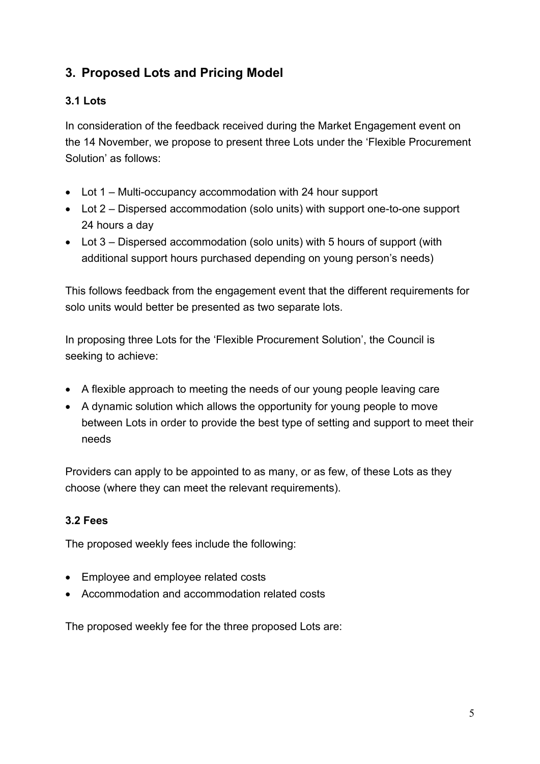## 3. Proposed Lots and Pricing Model

### 3.1 Lots

In consideration of the feedback received during the Market Engagement event on the 14 November, we propose to present three Lots under the 'Flexible Procurement Solution' as follows:

- Lot 1 – Multi-occupancy accommodation with 24 hour support
- Lot 2 – Dispersed accommodation (solo units) with support one-to-one support 24 hours a day
- Lot 3 – Dispersed accommodation (solo units) with 5 hours of support (with additional support hours purchased depending on young person's needs)

This follows feedback from the engagement event that the different requirements for solo units would better be presented as two separate lots.

In proposing three Lots for the 'Flexible Procurement Solution', the Council is seeking to achieve:

- A flexible approach to meeting the needs of our young people leaving care
- A dynamic solution which allows the opportunity for young people to move between Lots in order to provide the best type of setting and support to meet their needs

Providers can apply to be appointed to as many, or as few, of these Lots as they choose (where they can meet the relevant requirements).

### 3.2 Fees

The proposed weekly fees include the following:

- Employee and employee related costs
- Accommodation and accommodation related costs

The proposed weekly fee for the three proposed Lots are: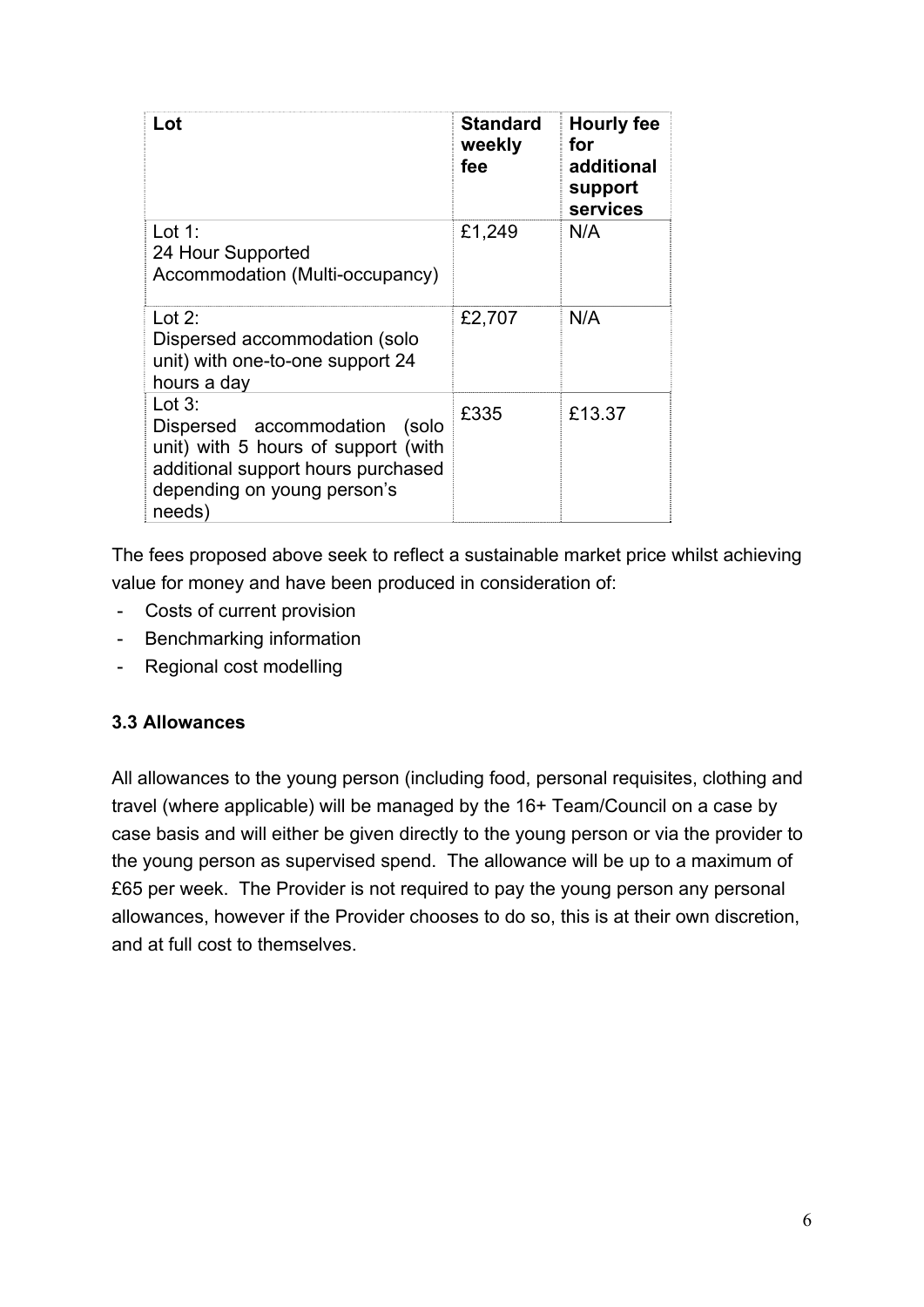| Lot | Standard weekly fee | Hourly fee for additional support services |
| --- | --- | --- |
| Lot 1: 24 Hour Supported Accommodation (Multi-occupancy) | £1,249 | N/A |
| Lot 2: Dispersed accommodation (solo unit) with one-to-one support 24 hours a day | £2,707 | N/A |
| Lot 3: Dispersed accommodation (solo unit) with 5 hours of support (with additional support hours purchased depending on young person's needs) | £335 | £13.37 |

The fees proposed above seek to reflect a sustainable market price whilst achieving value for money and have been produced in consideration of:

- Costs of current provision
- Benchmarking information
- Regional cost modelling

### 3.3 Allowances

All allowances to the young person (including food, personal requisites, clothing and travel (where applicable) will be managed by the 16+ Team/Council on a case by case basis and will either be given directly to the young person or via the provider to the young person as supervised spend. The allowance will be up to a maximum of £65 per week. The Provider is not required to pay the young person any personal allowances, however if the Provider chooses to do so, this is at their own discretion, and at full cost to themselves.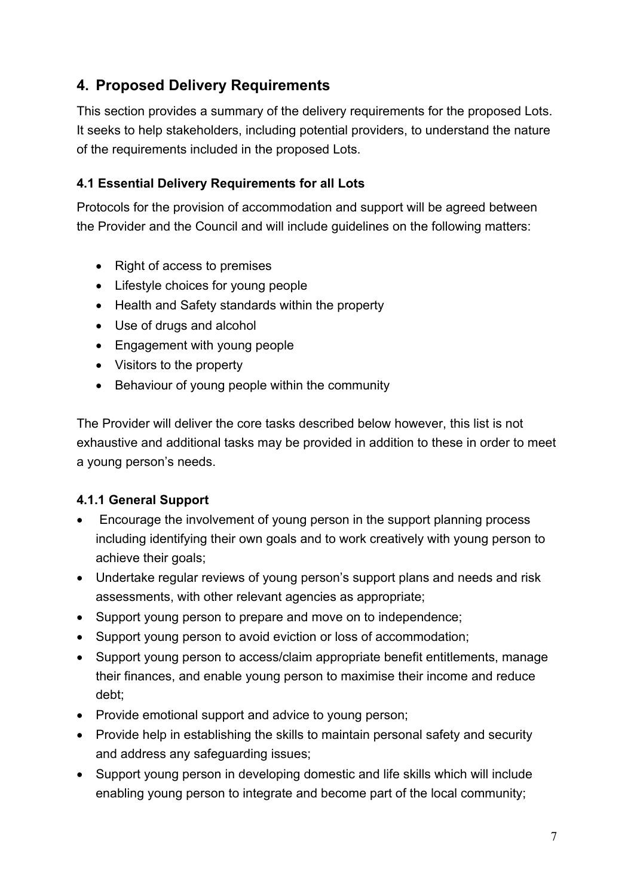## 4. Proposed Delivery Requirements

This section provides a summary of the delivery requirements for the proposed Lots. It seeks to help stakeholders, including potential providers, to understand the nature of the requirements included in the proposed Lots.

### 4.1 Essential Delivery Requirements for all Lots

Protocols for the provision of accommodation and support will be agreed between the Provider and the Council and will include guidelines on the following matters:

- Right of access to premises
- Lifestyle choices for young people
- Health and Safety standards within the property
- Use of drugs and alcohol
- Engagement with young people
- Visitors to the property
- Behaviour of young people within the community

The Provider will deliver the core tasks described below however, this list is not exhaustive and additional tasks may be provided in addition to these in order to meet a young person's needs.

#### 4.1.1 General Support

- Encourage the involvement of young person in the support planning process including identifying their own goals and to work creatively with young person to achieve their goals;
- Undertake regular reviews of young person's support plans and needs and risk assessments, with other relevant agencies as appropriate;
- Support young person to prepare and move on to independence;
- Support young person to avoid eviction or loss of accommodation;
- Support young person to access/claim appropriate benefit entitlements, manage their finances, and enable young person to maximise their income and reduce debt;
- Provide emotional support and advice to young person;
- Provide help in establishing the skills to maintain personal safety and security and address any safeguarding issues;
- Support young person in developing domestic and life skills which will include enabling young person to integrate and become part of the local community;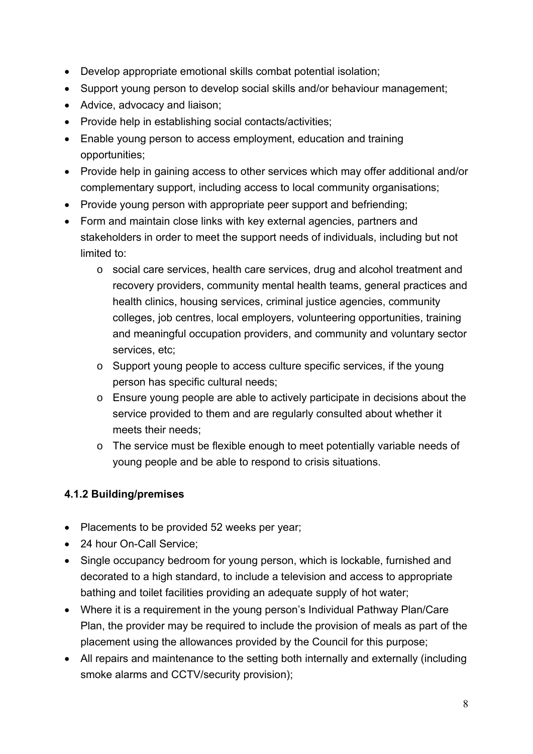- Develop appropriate emotional skills combat potential isolation;
- Support young person to develop social skills and/or behaviour management;
- Advice, advocacy and liaison;
- Provide help in establishing social contacts/activities;
- Enable young person to access employment, education and training opportunities;
- Provide help in gaining access to other services which may offer additional and/or complementary support, including access to local community organisations;
- Provide young person with appropriate peer support and befriending;
- Form and maintain close links with key external agencies, partners and stakeholders in order to meet the support needs of individuals, including but not limited to:
  - social care services, health care services, drug and alcohol treatment and recovery providers, community mental health teams, general practices and health clinics, housing services, criminal justice agencies, community colleges, job centres, local employers, volunteering opportunities, training and meaningful occupation providers, and community and voluntary sector services, etc;
  - Support young people to access culture specific services, if the young person has specific cultural needs;
  - Ensure young people are able to actively participate in decisions about the service provided to them and are regularly consulted about whether it meets their needs;
  - The service must be flexible enough to meet potentially variable needs of young people and be able to respond to crisis situations.

#### 4.1.2 Building/premises

- Placements to be provided 52 weeks per year;
- 24 hour On-Call Service;
- Single occupancy bedroom for young person, which is lockable, furnished and decorated to a high standard, to include a television and access to appropriate bathing and toilet facilities providing an adequate supply of hot water;
- Where it is a requirement in the young person's Individual Pathway Plan/Care Plan, the provider may be required to include the provision of meals as part of the placement using the allowances provided by the Council for this purpose;
- All repairs and maintenance to the setting both internally and externally (including smoke alarms and CCTV/security provision);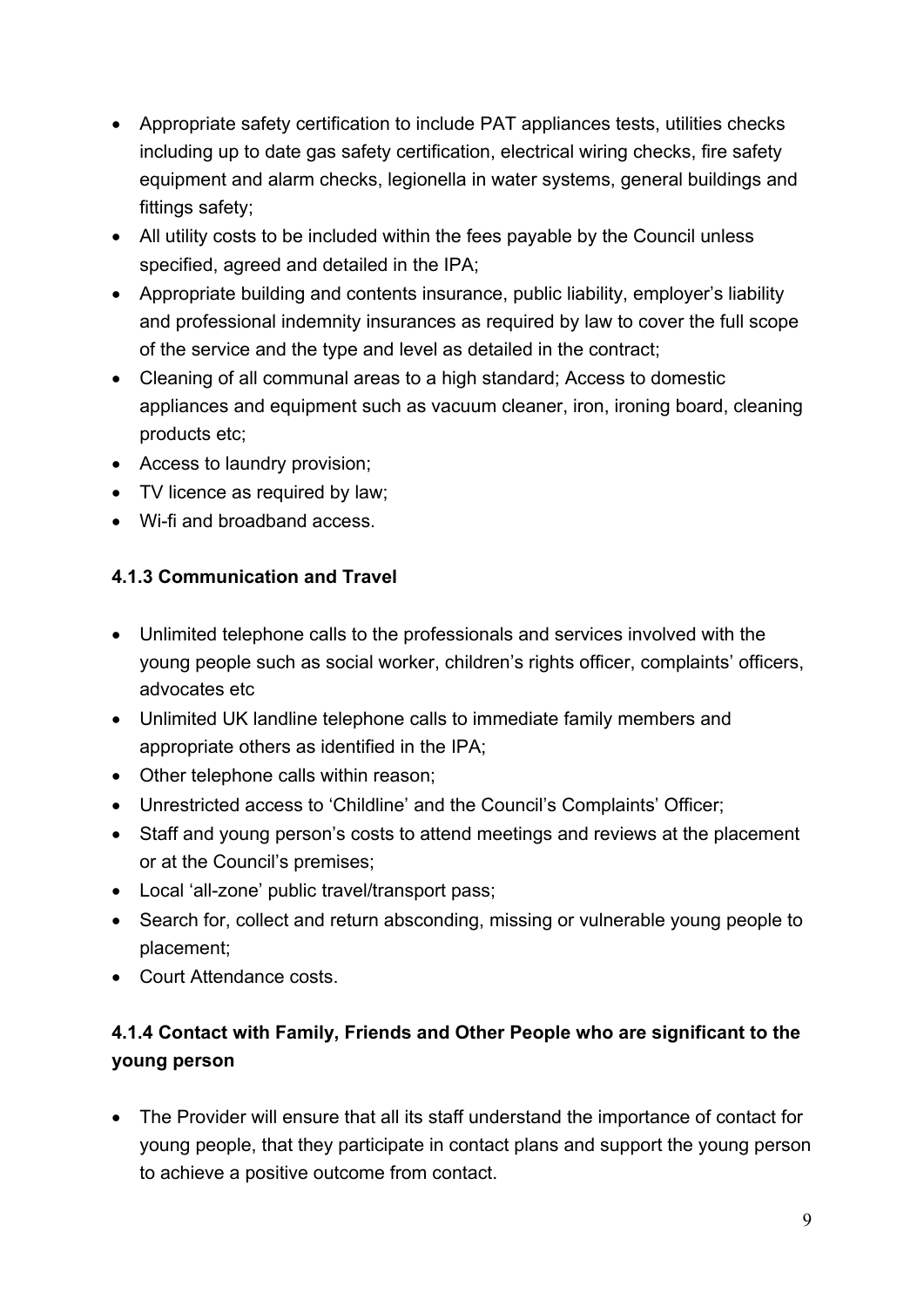- Appropriate safety certification to include PAT appliances tests, utilities checks including up to date gas safety certification, electrical wiring checks, fire safety equipment and alarm checks, legionella in water systems, general buildings and fittings safety;
- All utility costs to be included within the fees payable by the Council unless specified, agreed and detailed in the IPA;
- Appropriate building and contents insurance, public liability, employer's liability and professional indemnity insurances as required by law to cover the full scope of the service and the type and level as detailed in the contract;
- Cleaning of all communal areas to a high standard; Access to domestic appliances and equipment such as vacuum cleaner, iron, ironing board, cleaning products etc;
- Access to laundry provision;
- TV licence as required by law;
- Wi-fi and broadband access.

#### 4.1.3 Communication and Travel

- Unlimited telephone calls to the professionals and services involved with the young people such as social worker, children's rights officer, complaints' officers, advocates etc
- Unlimited UK landline telephone calls to immediate family members and appropriate others as identified in the IPA;
- Other telephone calls within reason;
- Unrestricted access to 'Childline' and the Council's Complaints' Officer;
- Staff and young person's costs to attend meetings and reviews at the placement or at the Council's premises;
- Local 'all-zone' public travel/transport pass;
- Search for, collect and return absconding, missing or vulnerable young people to placement;
- Court Attendance costs.

#### 4.1.4 Contact with Family, Friends and Other People who are significant to the young person

- The Provider will ensure that all its staff understand the importance of contact for young people, that they participate in contact plans and support the young person to achieve a positive outcome from contact.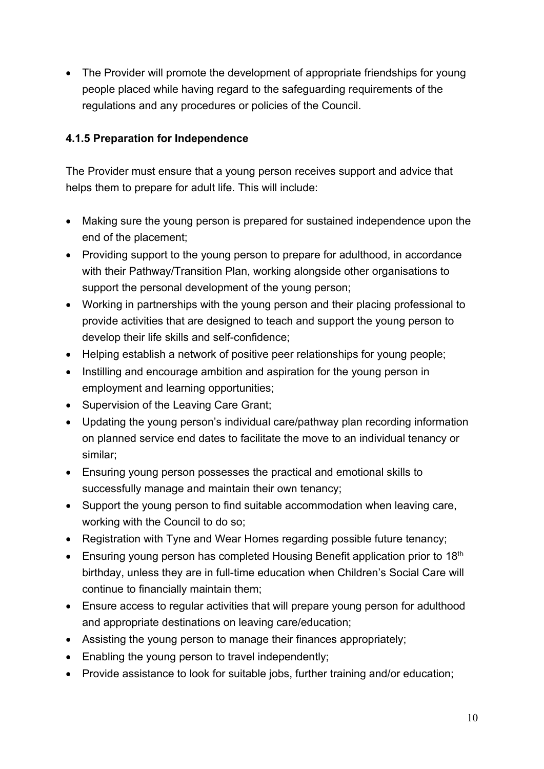- The Provider will promote the development of appropriate friendships for young people placed while having regard to the safeguarding requirements of the regulations and any procedures or policies of the Council.

### 4.1.5 Preparation for Independence

The Provider must ensure that a young person receives support and advice that helps them to prepare for adult life. This will include:

- Making sure the young person is prepared for sustained independence upon the end of the placement;
- Providing support to the young person to prepare for adulthood, in accordance with their Pathway/Transition Plan, working alongside other organisations to support the personal development of the young person;
- Working in partnerships with the young person and their placing professional to provide activities that are designed to teach and support the young person to develop their life skills and self-confidence;
- Helping establish a network of positive peer relationships for young people;
- Instilling and encourage ambition and aspiration for the young person in employment and learning opportunities;
- Supervision of the Leaving Care Grant;
- Updating the young person's individual care/pathway plan recording information on planned service end dates to facilitate the move to an individual tenancy or similar;
- Ensuring young person possesses the practical and emotional skills to successfully manage and maintain their own tenancy;
- Support the young person to find suitable accommodation when leaving care, working with the Council to do so;
- Registration with Tyne and Wear Homes regarding possible future tenancy;
- Ensuring young person has completed Housing Benefit application prior to 18th birthday, unless they are in full-time education when Children's Social Care will continue to financially maintain them;
- Ensure access to regular activities that will prepare young person for adulthood and appropriate destinations on leaving care/education;
- Assisting the young person to manage their finances appropriately;
- Enabling the young person to travel independently;
- Provide assistance to look for suitable jobs, further training and/or education;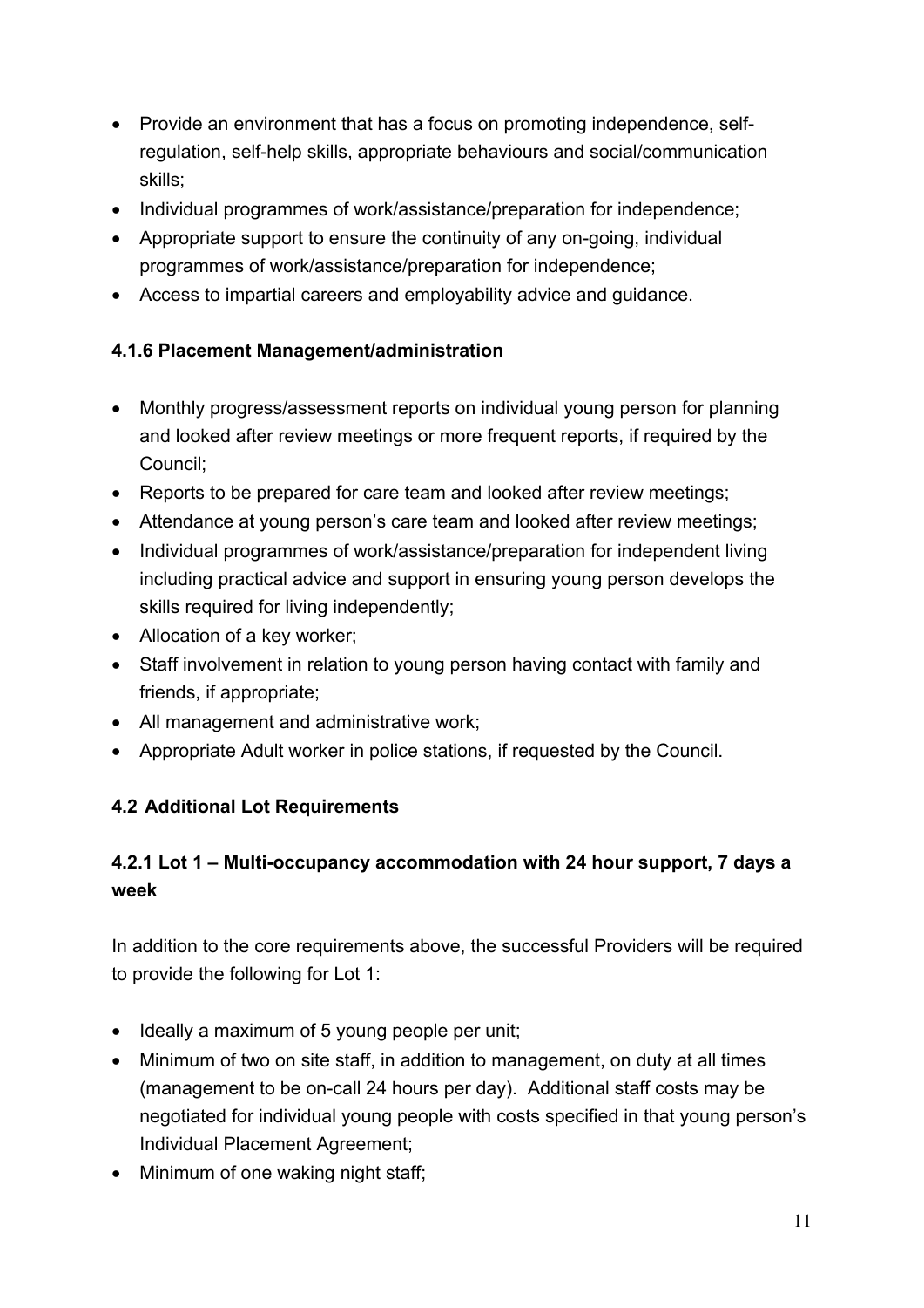- Provide an environment that has a focus on promoting independence, self-regulation, self-help skills, appropriate behaviours and social/communication skills;
- Individual programmes of work/assistance/preparation for independence;
- Appropriate support to ensure the continuity of any on-going, individual programmes of work/assistance/preparation for independence;
- Access to impartial careers and employability advice and guidance.

#### 4.1.6 Placement Management/administration

- Monthly progress/assessment reports on individual young person for planning and looked after review meetings or more frequent reports, if required by the Council;
- Reports to be prepared for care team and looked after review meetings;
- Attendance at young person's care team and looked after review meetings;
- Individual programmes of work/assistance/preparation for independent living including practical advice and support in ensuring young person develops the skills required for living independently;
- Allocation of a key worker;
- Staff involvement in relation to young person having contact with family and friends, if appropriate;
- All management and administrative work;
- Appropriate Adult worker in police stations, if requested by the Council.

### 4.2 Additional Lot Requirements

#### 4.2.1 Lot 1 – Multi-occupancy accommodation with 24 hour support, 7 days a week

In addition to the core requirements above, the successful Providers will be required to provide the following for Lot 1:

- Ideally a maximum of 5 young people per unit;
- Minimum of two on site staff, in addition to management, on duty at all times (management to be on-call 24 hours per day). Additional staff costs may be negotiated for individual young people with costs specified in that young person's Individual Placement Agreement;
- Minimum of one waking night staff;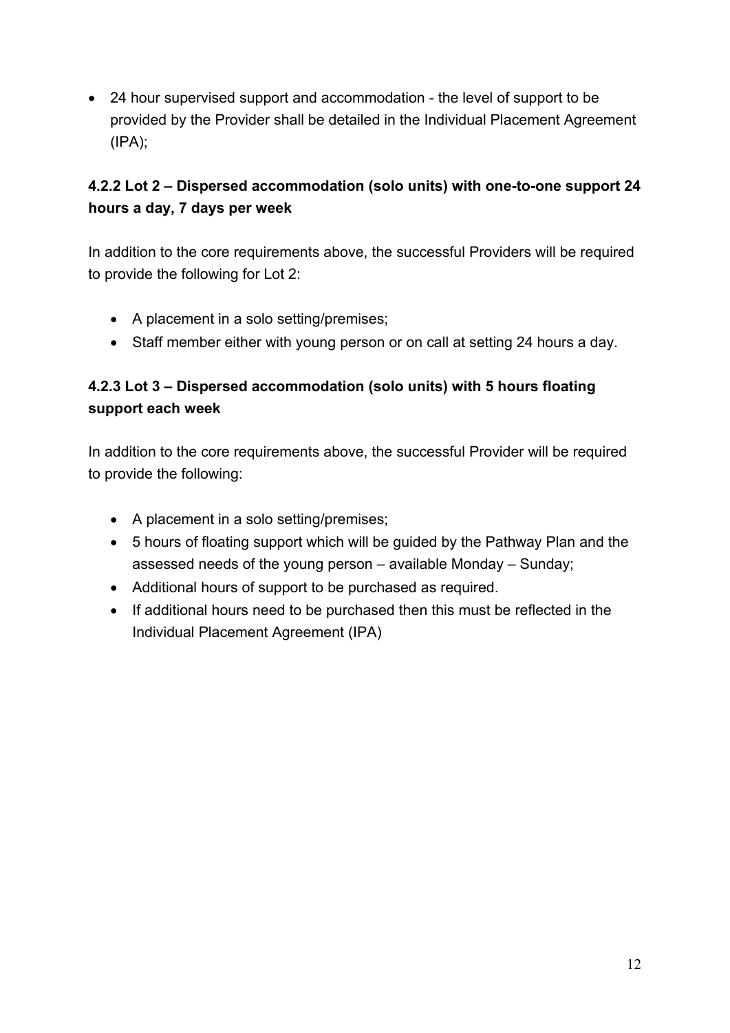- 24 hour supervised support and accommodation - the level of support to be provided by the Provider shall be detailed in the Individual Placement Agreement (IPA);

#### 4.2.2 Lot 2 – Dispersed accommodation (solo units) with one-to-one support 24 hours a day, 7 days per week

In addition to the core requirements above, the successful Providers will be required to provide the following for Lot 2:

- A placement in a solo setting/premises;
- Staff member either with young person or on call at setting 24 hours a day.

#### 4.2.3 Lot 3 – Dispersed accommodation (solo units) with 5 hours floating support each week

In addition to the core requirements above, the successful Provider will be required to provide the following:

- A placement in a solo setting/premises;
- 5 hours of floating support which will be guided by the Pathway Plan and the assessed needs of the young person – available Monday – Sunday;
- Additional hours of support to be purchased as required.
- If additional hours need to be purchased then this must be reflected in the Individual Placement Agreement (IPA)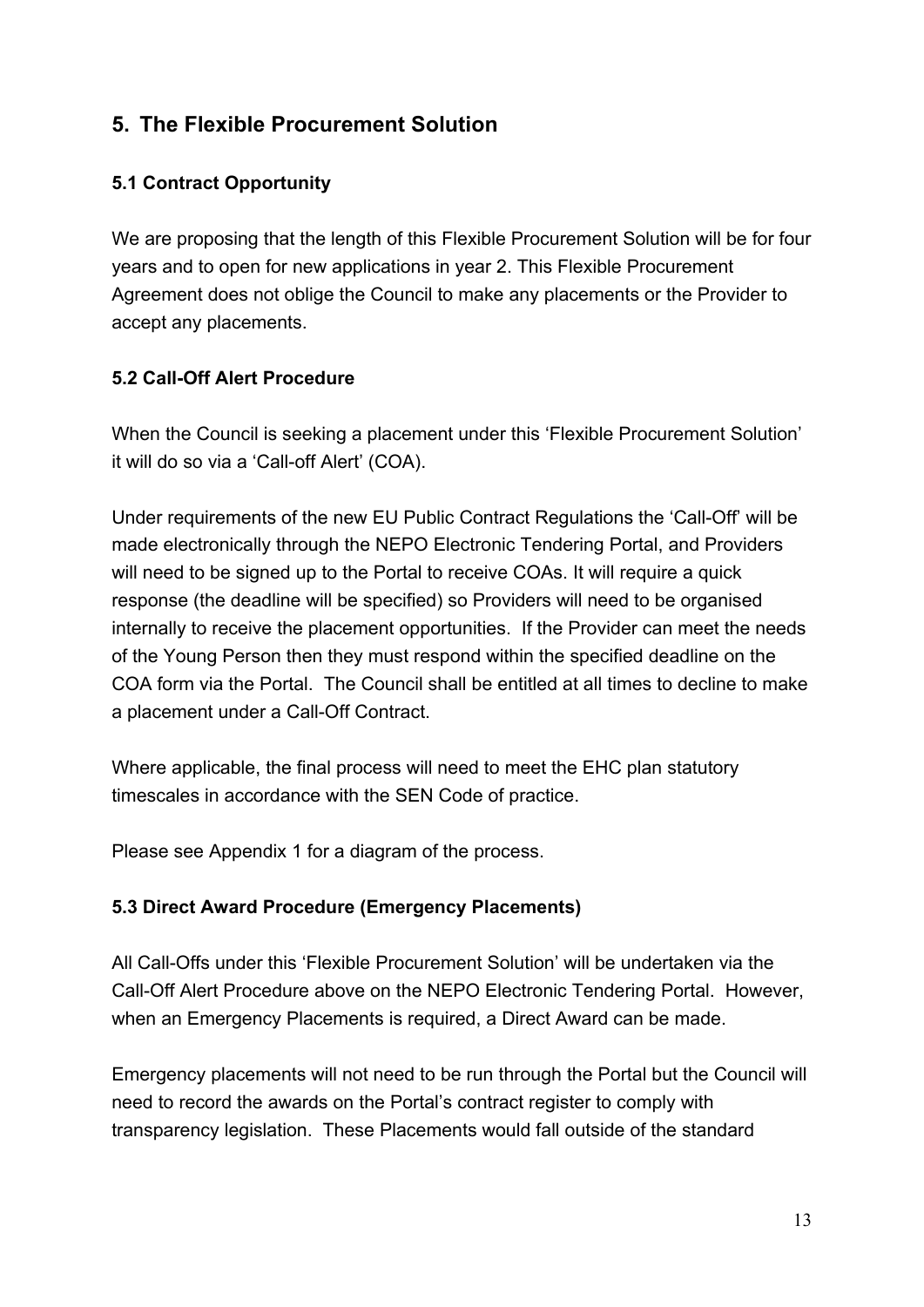## 5. The Flexible Procurement Solution

### 5.1 Contract Opportunity

We are proposing that the length of this Flexible Procurement Solution will be for four years and to open for new applications in year 2. This Flexible Procurement Agreement does not oblige the Council to make any placements or the Provider to accept any placements.

### 5.2 Call-Off Alert Procedure

When the Council is seeking a placement under this 'Flexible Procurement Solution' it will do so via a 'Call-off Alert' (COA).

Under requirements of the new EU Public Contract Regulations the 'Call-Off' will be made electronically through the NEPO Electronic Tendering Portal, and Providers will need to be signed up to the Portal to receive COAs. It will require a quick response (the deadline will be specified) so Providers will need to be organised internally to receive the placement opportunities. If the Provider can meet the needs of the Young Person then they must respond within the specified deadline on the COA form via the Portal. The Council shall be entitled at all times to decline to make a placement under a Call-Off Contract.

Where applicable, the final process will need to meet the EHC plan statutory timescales in accordance with the SEN Code of practice.

Please see Appendix 1 for a diagram of the process.

### 5.3 Direct Award Procedure (Emergency Placements)

All Call-Offs under this 'Flexible Procurement Solution' will be undertaken via the Call-Off Alert Procedure above on the NEPO Electronic Tendering Portal. However, when an Emergency Placements is required, a Direct Award can be made.

Emergency placements will not need to be run through the Portal but the Council will need to record the awards on the Portal's contract register to comply with transparency legislation. These Placements would fall outside of the standard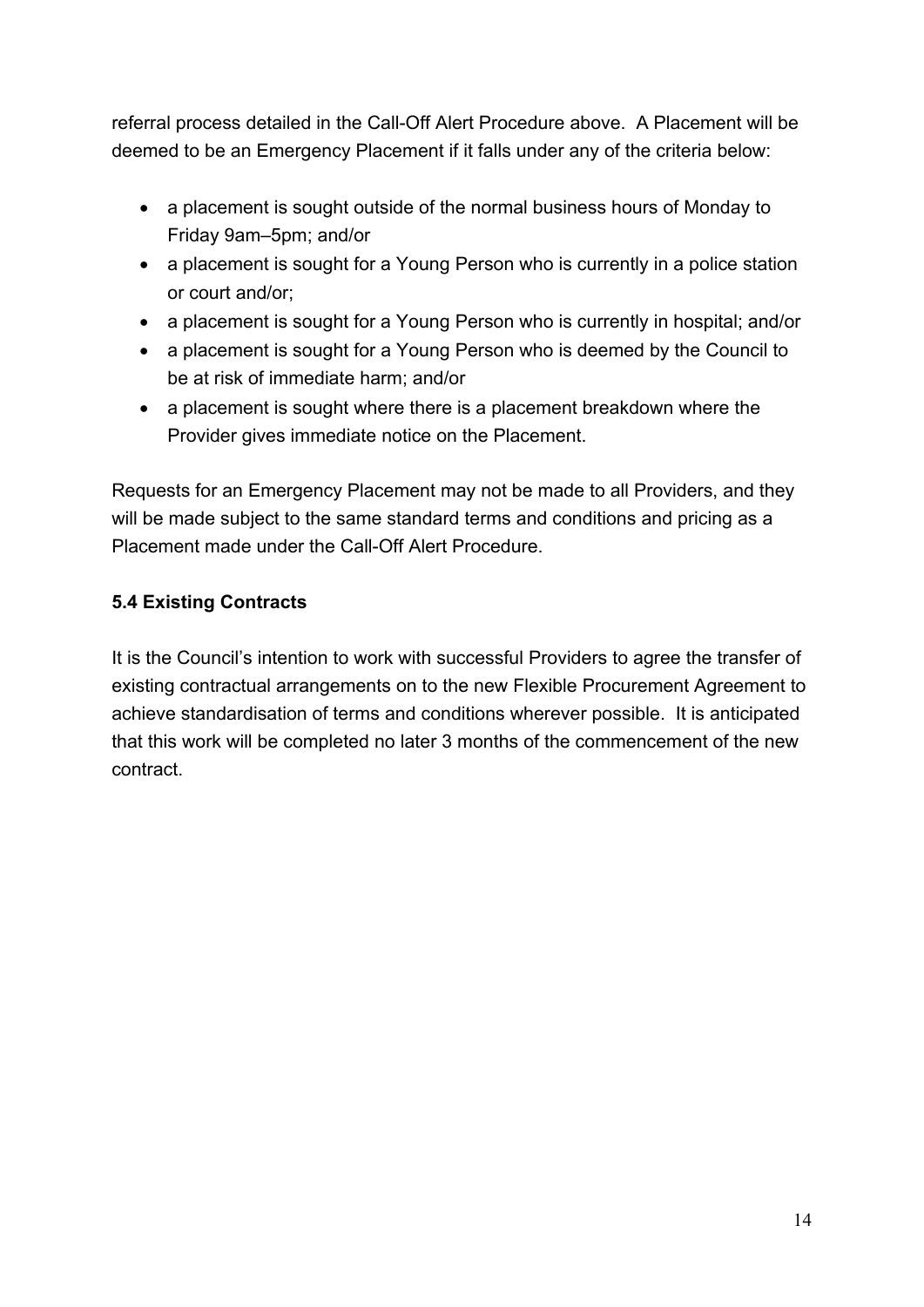referral process detailed in the Call-Off Alert Procedure above. A Placement will be deemed to be an Emergency Placement if it falls under any of the criteria below:

- a placement is sought outside of the normal business hours of Monday to Friday 9am–5pm; and/or
- a placement is sought for a Young Person who is currently in a police station or court and/or;
- a placement is sought for a Young Person who is currently in hospital; and/or
- a placement is sought for a Young Person who is deemed by the Council to be at risk of immediate harm; and/or
- a placement is sought where there is a placement breakdown where the Provider gives immediate notice on the Placement.

Requests for an Emergency Placement may not be made to all Providers, and they will be made subject to the same standard terms and conditions and pricing as a Placement made under the Call-Off Alert Procedure.

**5.4 Existing Contracts**

It is the Council's intention to work with successful Providers to agree the transfer of existing contractual arrangements on to the new Flexible Procurement Agreement to achieve standardisation of terms and conditions wherever possible. It is anticipated that this work will be completed no later 3 months of the commencement of the new contract.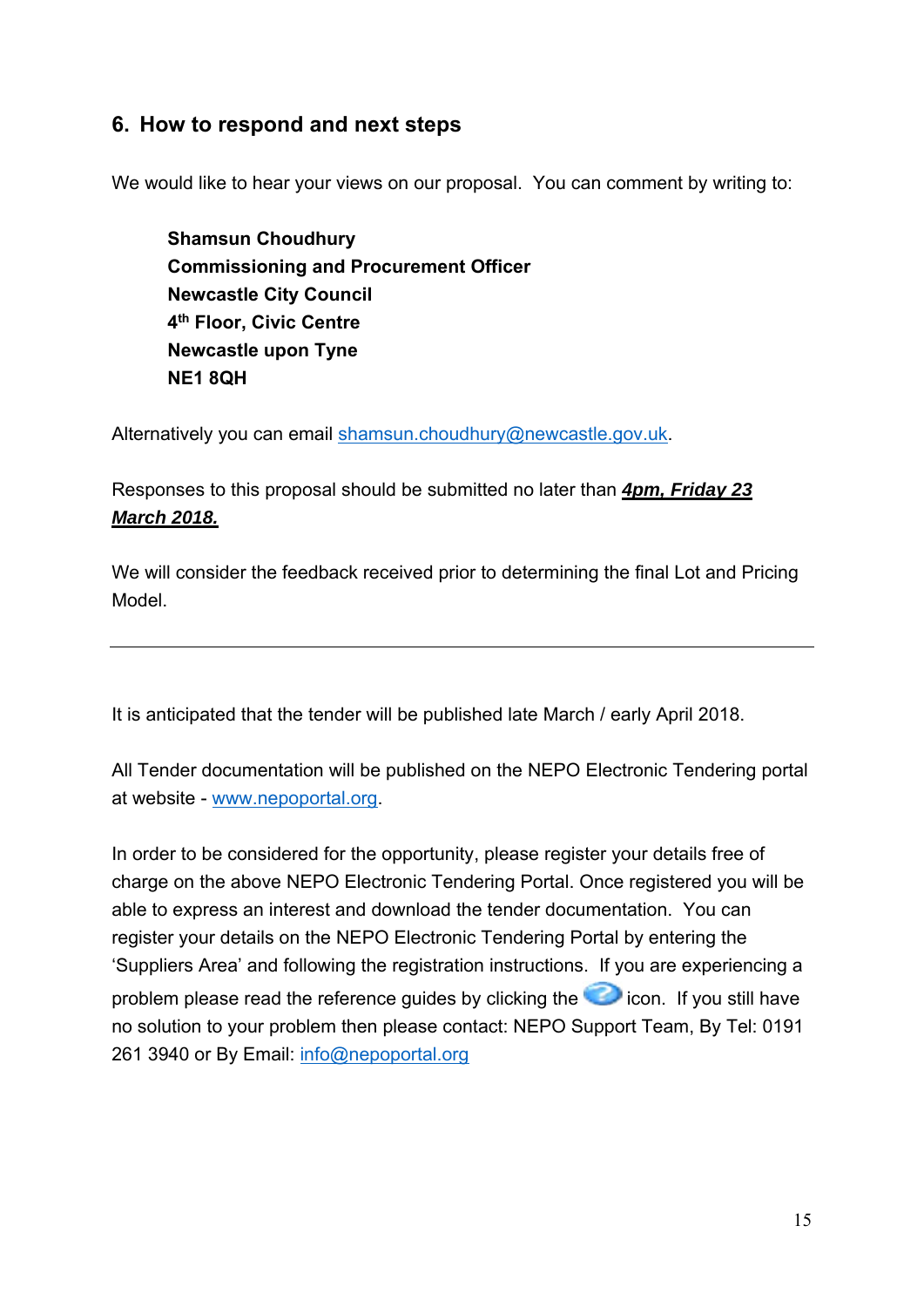## 6. How to respond and next steps

We would like to hear your views on our proposal. You can comment by writing to:

**Shamsun Choudhury**
**Commissioning and Procurement Officer**
**Newcastle City Council**
**4th Floor, Civic Centre**
**Newcastle upon Tyne**
**NE1 8QH**

Alternatively you can email shamsun.choudhury@newcastle.gov.uk.

Responses to this proposal should be submitted no later than ***4pm, Friday 23 March 2018.***

We will consider the feedback received prior to determining the final Lot and Pricing Model.

---

It is anticipated that the tender will be published late March / early April 2018.

All Tender documentation will be published on the NEPO Electronic Tendering portal at website - www.nepoportal.org.

In order to be considered for the opportunity, please register your details free of charge on the above NEPO Electronic Tendering Portal. Once registered you will be able to express an interest and download the tender documentation. You can register your details on the NEPO Electronic Tendering Portal by entering the 'Suppliers Area' and following the registration instructions. If you are experiencing a problem please read the reference guides by clicking the icon. If you still have no solution to your problem then please contact: NEPO Support Team, By Tel: 0191 261 3940 or By Email: info@nepoportal.org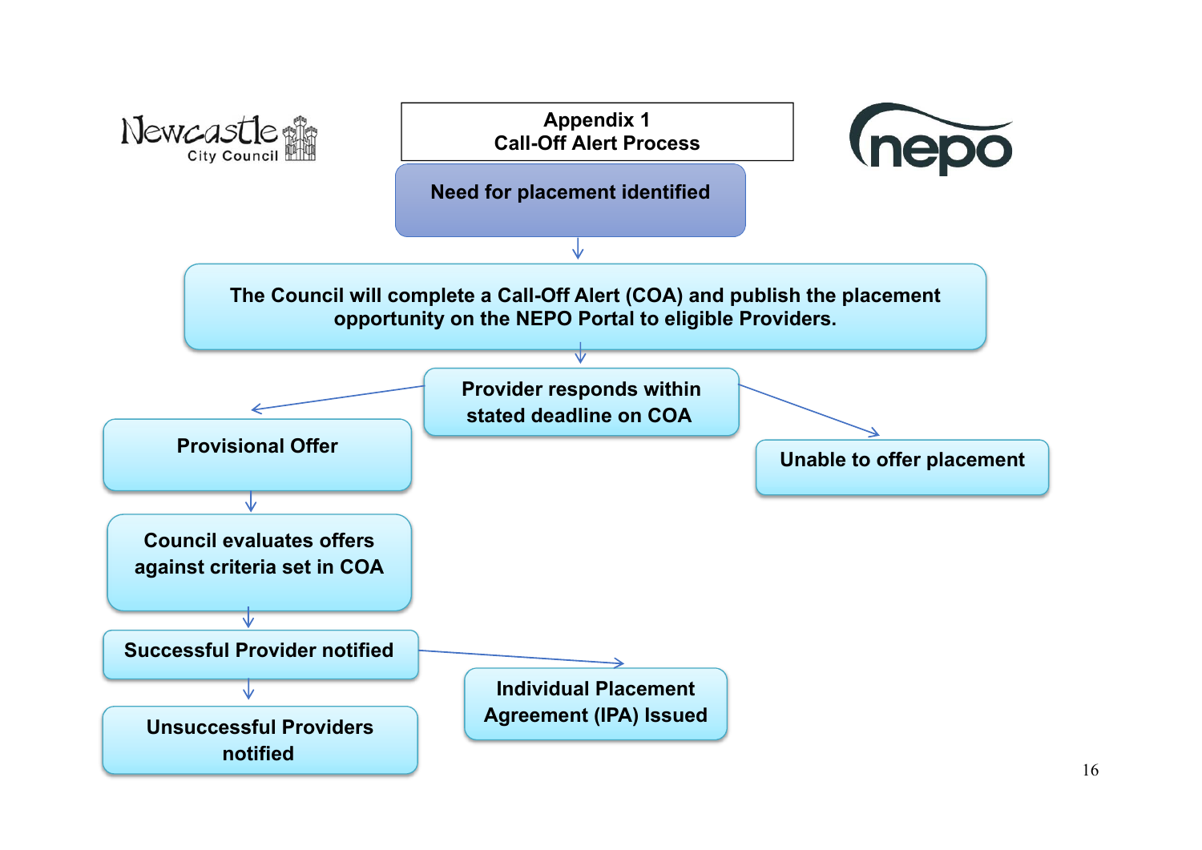**Appendix 1**
**Call-Off Alert Process**

**Need for placement identified**

**The Council will complete a Call-Off Alert (COA) and publish the placement opportunity on the NEPO Portal to eligible Providers.**

**Provider responds within stated deadline on COA**

**Provisional Offer**

**Unable to offer placement**

**Council evaluates offers against criteria set in COA**

**Successful Provider notified**

**Individual Placement Agreement (IPA) Issued**

**Unsuccessful Providers notified**